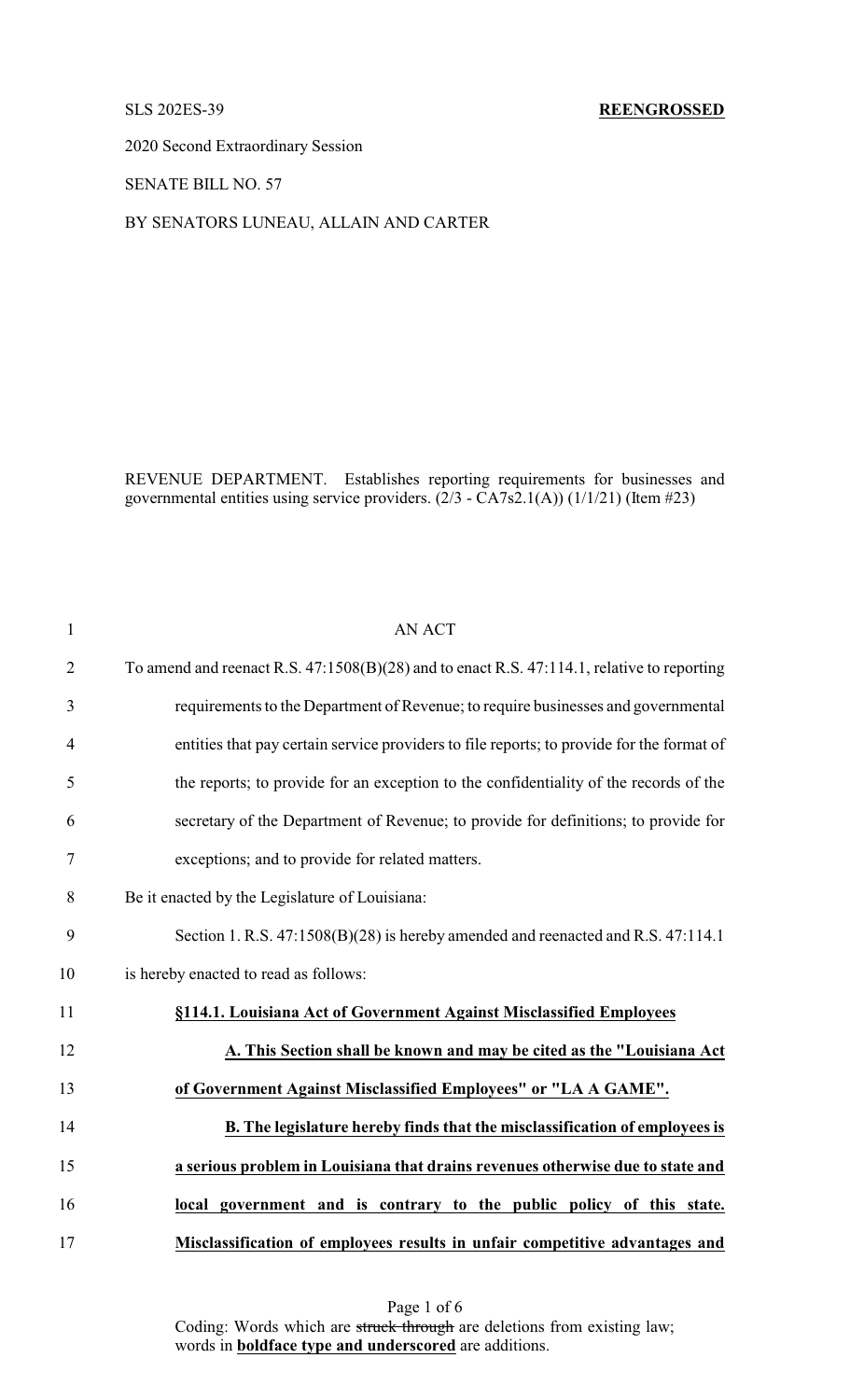SLS 202ES-39 **REENGROSSED**

2020 Second Extraordinary Session

SENATE BILL NO. 57

BY SENATORS LUNEAU, ALLAIN AND CARTER

REVENUE DEPARTMENT. Establishes reporting requirements for businesses and governmental entities using service providers. (2/3 - CA7s2.1(A)) (1/1/21) (Item #23)

AN ACT

To amend and reenact R.S. 47:1508(B)(28) and to enact R.S. 47:114.1, relative to reporting requirements to the Department of Revenue; to require businesses and governmental entities that pay certain service providers to file reports; to provide for the format of the reports; to provide for an exception to the confidentiality of the records of the secretary of the Department of Revenue; to provide for definitions; to provide for exceptions; and to provide for related matters.

Be it enacted by the Legislature of Louisiana:

Section 1. R.S. 47:1508(B)(28) is hereby amended and reenacted and R.S. 47:114.1 is hereby enacted to read as follows:

**§114.1. Louisiana Act of Government Against Misclassified Employees**

**A. This Section shall be known and may be cited as the "Louisiana Act of Government Against Misclassified Employees" or "LA A GAME".**

**B. The legislature hereby finds that the misclassification of employees is a serious problem in Louisiana that drains revenues otherwise due to state and local government and is contrary to the public policy of this state. Misclassification of employees results in unfair competitive advantages and**

Coding: Words which are ~~struck through~~ are deletions from existing law; words in **boldface type and underscored** are additions.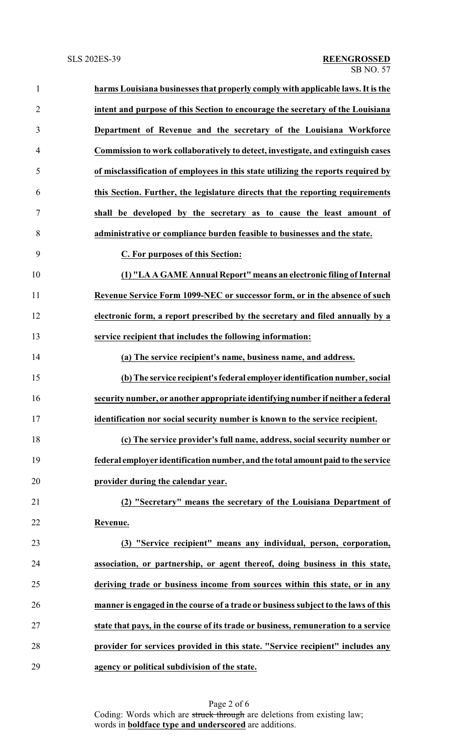**harms Louisiana businesses that properly comply with applicable laws. It is the intent and purpose of this Section to encourage the secretary of the Louisiana Department of Revenue and the secretary of the Louisiana Workforce Commission to work collaboratively to detect, investigate, and extinguish cases of misclassification of employees in this state utilizing the reports required by this Section. Further, the legislature directs that the reporting requirements shall be developed by the secretary as to cause the least amount of administrative or compliance burden feasible to businesses and the state.**

**C. For purposes of this Section:**

**(1) "LA A GAME Annual Report" means an electronic filing of Internal Revenue Service Form 1099-NEC or successor form, or in the absence of such electronic form, a report prescribed by the secretary and filed annually by a service recipient that includes the following information:**

**(a) The service recipient's name, business name, and address.**

**(b) The service recipient's federal employer identification number, social security number, or another appropriate identifying number if neither a federal identification nor social security number is known to the service recipient.**

**(c) The service provider's full name, address, social security number or federal employer identification number, and the total amount paid to the service provider during the calendar year.**

**(2) "Secretary" means the secretary of the Louisiana Department of Revenue.**

**(3) "Service recipient" means any individual, person, corporation, association, or partnership, or agent thereof, doing business in this state, deriving trade or business income from sources within this state, or in any manner is engaged in the course of a trade or business subject to the laws of this state that pays, in the course of its trade or business, remuneration to a service provider for services provided in this state. "Service recipient" includes any agency or political subdivision of the state.**

Coding: Words which are ~~struck through~~ are deletions from existing law; words in **boldface type and underscored** are additions.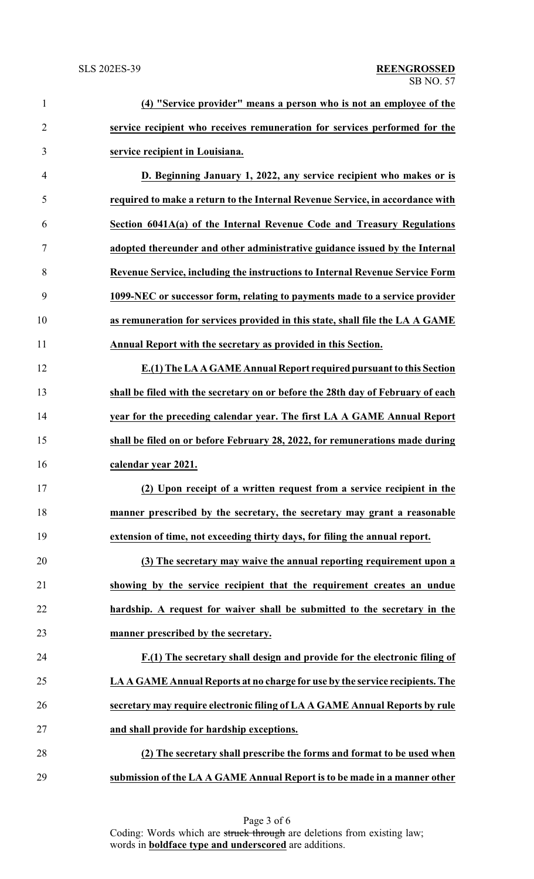**(4) "Service provider" means a person who is not an employee of the service recipient who receives remuneration for services performed for the service recipient in Louisiana.**

**D. Beginning January 1, 2022, any service recipient who makes or is required to make a return to the Internal Revenue Service, in accordance with Section 6041A(a) of the Internal Revenue Code and Treasury Regulations adopted thereunder and other administrative guidance issued by the Internal Revenue Service, including the instructions to Internal Revenue Service Form 1099-NEC or successor form, relating to payments made to a service provider as remuneration for services provided in this state, shall file the LA A GAME Annual Report with the secretary as provided in this Section.**

**E.(1) The LA A GAME Annual Report required pursuant to this Section shall be filed with the secretary on or before the 28th day of February of each year for the preceding calendar year. The first LA A GAME Annual Report shall be filed on or before February 28, 2022, for remunerations made during calendar year 2021.**

**(2) Upon receipt of a written request from a service recipient in the manner prescribed by the secretary, the secretary may grant a reasonable extension of time, not exceeding thirty days, for filing the annual report.**

**(3) The secretary may waive the annual reporting requirement upon a showing by the service recipient that the requirement creates an undue hardship. A request for waiver shall be submitted to the secretary in the manner prescribed by the secretary.**

**F.(1) The secretary shall design and provide for the electronic filing of LA A GAME Annual Reports at no charge for use by the service recipients. The secretary may require electronic filing of LA A GAME Annual Reports by rule and shall provide for hardship exceptions.**

**(2) The secretary shall prescribe the forms and format to be used when submission of the LA A GAME Annual Report is to be made in a manner other**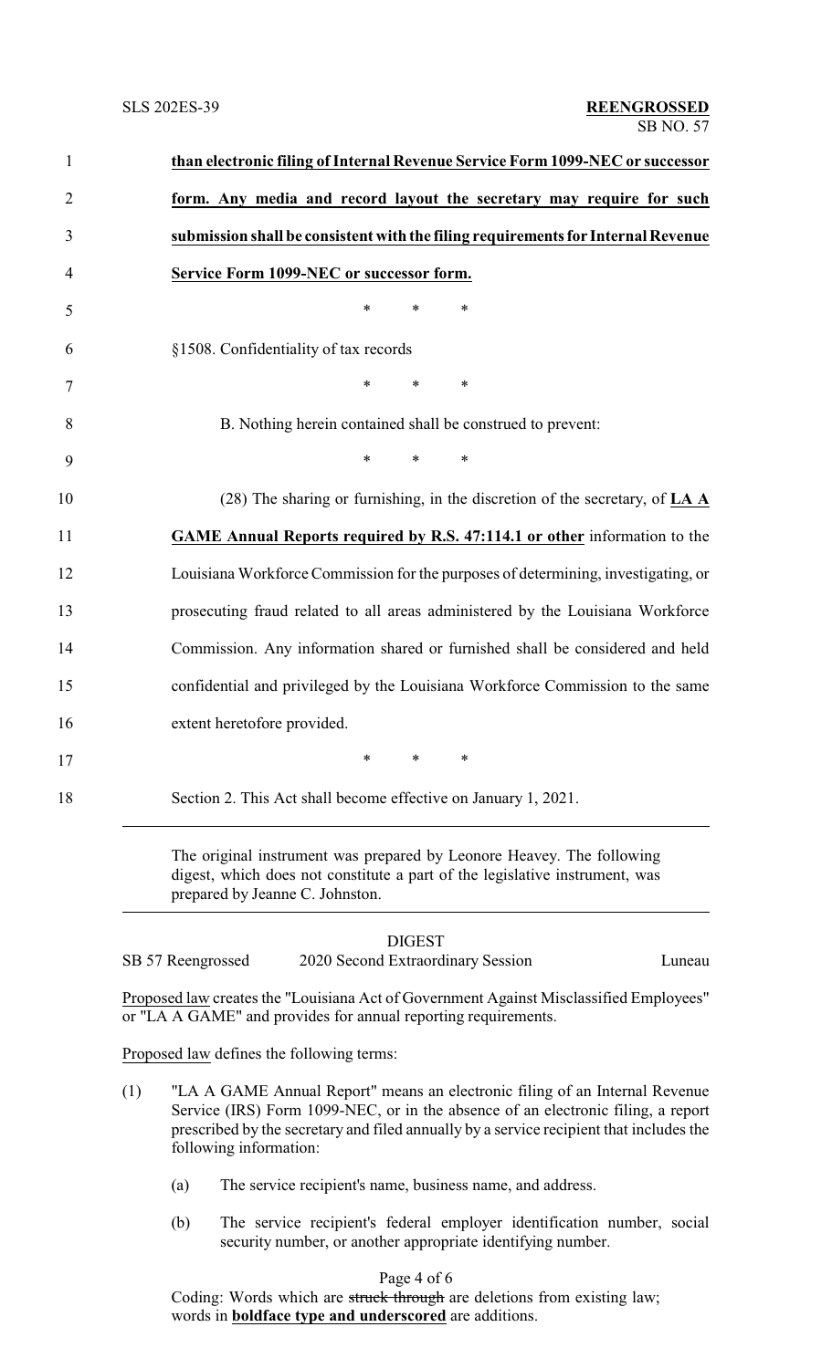**than electronic filing of Internal Revenue Service Form 1099-NEC or successor form. Any media and record layout the secretary may require for such submission shall be consistent with the filing requirements for Internal Revenue Service Form 1099-NEC or successor form.**

\* \* \*

§1508. Confidentiality of tax records

\* \* \*

B. Nothing herein contained shall be construed to prevent:

\* \* \*

(28) The sharing or furnishing, in the discretion of the secretary, of **LA A GAME Annual Reports required by R.S. 47:114.1 or other** information to the Louisiana Workforce Commission for the purposes of determining, investigating, or prosecuting fraud related to all areas administered by the Louisiana Workforce Commission. Any information shared or furnished shall be considered and held confidential and privileged by the Louisiana Workforce Commission to the same extent heretofore provided.

\* \* \*

Section 2. This Act shall become effective on January 1, 2021.

---

The original instrument was prepared by Leonore Heavey. The following digest, which does not constitute a part of the legislative instrument, was prepared by Jeanne C. Johnston.

---

DIGEST

SB 57 Reengrossed — 2020 Second Extraordinary Session — Luneau

Proposed law creates the "Louisiana Act of Government Against Misclassified Employees" or "LA A GAME" and provides for annual reporting requirements.

Proposed law defines the following terms:

(1) "LA A GAME Annual Report" means an electronic filing of an Internal Revenue Service (IRS) Form 1099-NEC, or in the absence of an electronic filing, a report prescribed by the secretary and filed annually by a service recipient that includes the following information:

(a) The service recipient's name, business name, and address.

(b) The service recipient's federal employer identification number, social security number, or another appropriate identifying number.

Coding: Words which are ~~struck through~~ are deletions from existing law; words in **boldface type and underscored** are additions.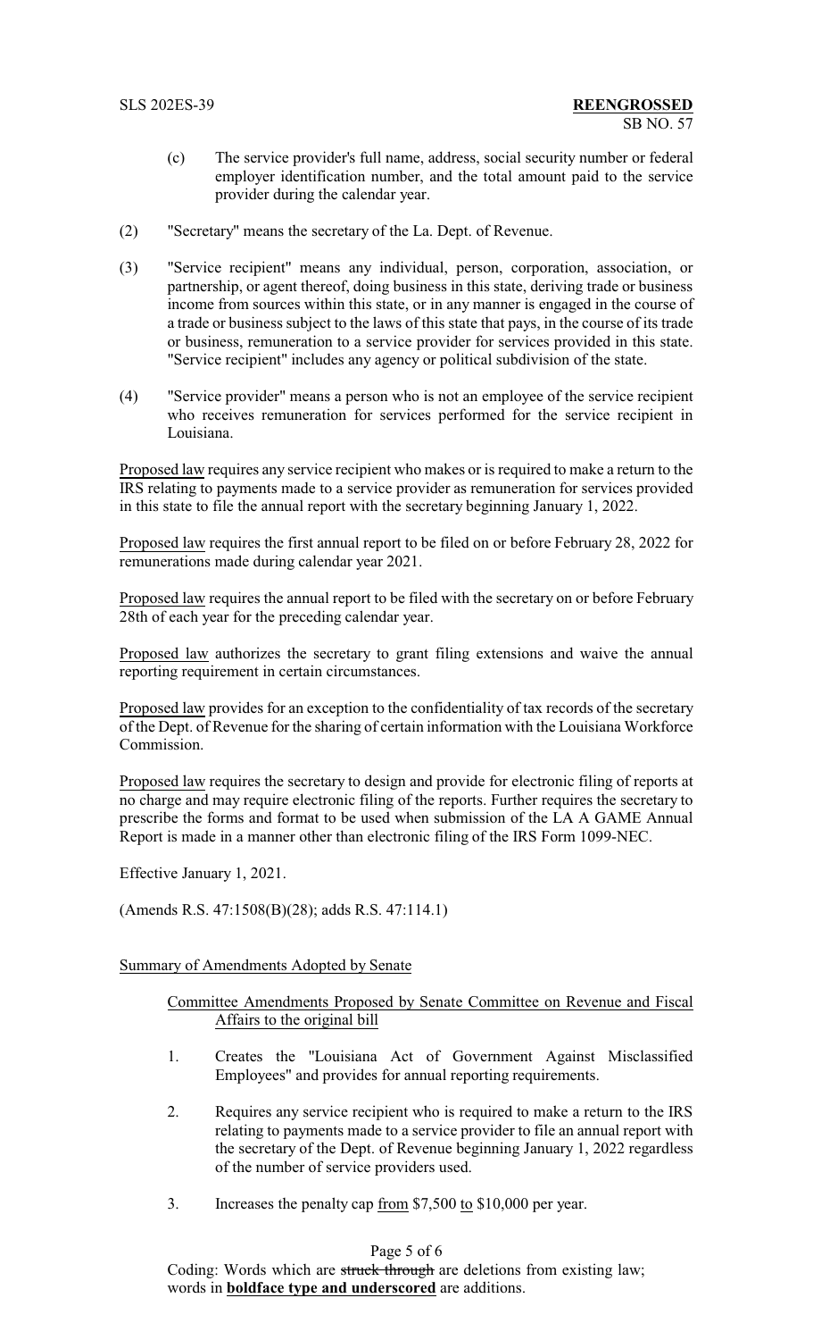(c) The service provider's full name, address, social security number or federal employer identification number, and the total amount paid to the service provider during the calendar year.

(2) "Secretary" means the secretary of the La. Dept. of Revenue.

(3) "Service recipient" means any individual, person, corporation, association, or partnership, or agent thereof, doing business in this state, deriving trade or business income from sources within this state, or in any manner is engaged in the course of a trade or business subject to the laws of this state that pays, in the course of its trade or business, remuneration to a service provider for services provided in this state. "Service recipient" includes any agency or political subdivision of the state.

(4) "Service provider" means a person who is not an employee of the service recipient who receives remuneration for services performed for the service recipient in Louisiana.

Proposed law requires any service recipient who makes or is required to make a return to the IRS relating to payments made to a service provider as remuneration for services provided in this state to file the annual report with the secretary beginning January 1, 2022.

Proposed law requires the first annual report to be filed on or before February 28, 2022 for remunerations made during calendar year 2021.

Proposed law requires the annual report to be filed with the secretary on or before February 28th of each year for the preceding calendar year.

Proposed law authorizes the secretary to grant filing extensions and waive the annual reporting requirement in certain circumstances.

Proposed law provides for an exception to the confidentiality of tax records of the secretary of the Dept. of Revenue for the sharing of certain information with the Louisiana Workforce Commission.

Proposed law requires the secretary to design and provide for electronic filing of reports at no charge and may require electronic filing of the reports. Further requires the secretary to prescribe the forms and format to be used when submission of the LA A GAME Annual Report is made in a manner other than electronic filing of the IRS Form 1099-NEC.

Effective January 1, 2021.

(Amends R.S. 47:1508(B)(28); adds R.S. 47:114.1)

Summary of Amendments Adopted by Senate

Committee Amendments Proposed by Senate Committee on Revenue and Fiscal Affairs to the original bill

1. Creates the "Louisiana Act of Government Against Misclassified Employees" and provides for annual reporting requirements.

2. Requires any service recipient who is required to make a return to the IRS relating to payments made to a service provider to file an annual report with the secretary of the Dept. of Revenue beginning January 1, 2022 regardless of the number of service providers used.

3. Increases the penalty cap from $7,500 to $10,000 per year.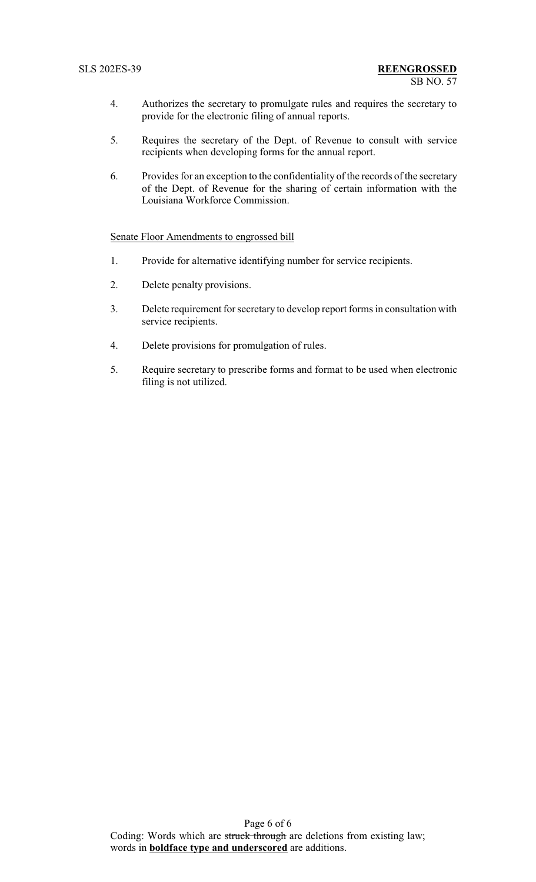4. Authorizes the secretary to promulgate rules and requires the secretary to provide for the electronic filing of annual reports.

5. Requires the secretary of the Dept. of Revenue to consult with service recipients when developing forms for the annual report.

6. Provides for an exception to the confidentiality of the records of the secretary of the Dept. of Revenue for the sharing of certain information with the Louisiana Workforce Commission.

Senate Floor Amendments to engrossed bill

1. Provide for alternative identifying number for service recipients.

2. Delete penalty provisions.

3. Delete requirement for secretary to develop report forms in consultation with service recipients.

4. Delete provisions for promulgation of rules.

5. Require secretary to prescribe forms and format to be used when electronic filing is not utilized.